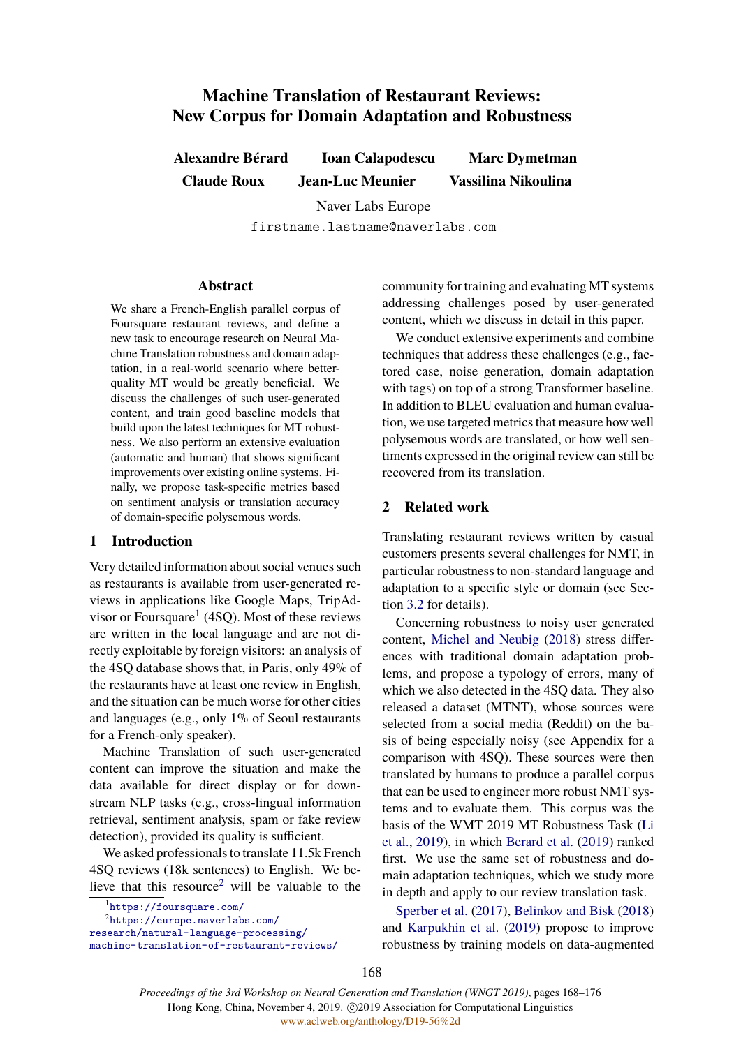# Machine Translation of Restaurant Reviews: New Corpus for Domain Adaptation and Robustness

**Alexandre Bérard** **Ioan Calapodescu** **Marc Dymetman**
**Claude Roux** **Jean-Luc Meunier** **Vassilina Nikoulina**

Naver Labs Europe

firstname.lastname@naverlabs.com

## Abstract

We share a French-English parallel corpus of Foursquare restaurant reviews, and define a new task to encourage research on Neural Machine Translation robustness and domain adaptation, in a real-world scenario where better-quality MT would be greatly beneficial. We discuss the challenges of such user-generated content, and train good baseline models that build upon the latest techniques for MT robustness. We also perform an extensive evaluation (automatic and human) that shows significant improvements over existing online systems. Finally, we propose task-specific metrics based on sentiment analysis or translation accuracy of domain-specific polysemous words.

## 1 Introduction

Very detailed information about social venues such as restaurants is available from user-generated reviews in applications like Google Maps, TripAdvisor or Foursquare[1] (4SQ). Most of these reviews are written in the local language and are not directly exploitable by foreign visitors: an analysis of the 4SQ database shows that, in Paris, only 49% of the restaurants have at least one review in English, and the situation can be much worse for other cities and languages (e.g., only 1% of Seoul restaurants for a French-only speaker).

Machine Translation of such user-generated content can improve the situation and make the data available for direct display or for downstream NLP tasks (e.g., cross-lingual information retrieval, sentiment analysis, spam or fake review detection), provided its quality is sufficient.

We asked professionals to translate 11.5k French 4SQ reviews (18k sentences) to English. We believe that this resource[2] will be valuable to the community for training and evaluating MT systems addressing challenges posed by user-generated content, which we discuss in detail in this paper.

We conduct extensive experiments and combine techniques that address these challenges (e.g., factored case, noise generation, domain adaptation with tags) on top of a strong Transformer baseline. In addition to BLEU evaluation and human evaluation, we use targeted metrics that measure how well polysemous words are translated, or how well sentiments expressed in the original review can still be recovered from its translation.

## 2 Related work

Translating restaurant reviews written by casual customers presents several challenges for NMT, in particular robustness to non-standard language and adaptation to a specific style or domain (see Section 3.2 for details).

Concerning robustness to noisy user generated content, Michel and Neubig (2018) stress differences with traditional domain adaptation problems, and propose a typology of errors, many of which we also detected in the 4SQ data. They also released a dataset (MTNT), whose sources were selected from a social media (Reddit) on the basis of being especially noisy (see Appendix for a comparison with 4SQ). These sources were then translated by humans to produce a parallel corpus that can be used to engineer more robust NMT systems and to evaluate them. This corpus was the basis of the WMT 2019 MT Robustness Task (Li et al., 2019), in which Berard et al. (2019) ranked first. We use the same set of robustness and domain adaptation techniques, which we study more in depth and apply to our review translation task.

Sperber et al. (2017), Belinkov and Bisk (2018) and Karpukhin et al. (2019) propose to improve robustness by training models on data-augmented

[1] https://foursquare.com/

[2] https://europe.naverlabs.com/research/natural-language-processing/machine-translation-of-restaurant-reviews/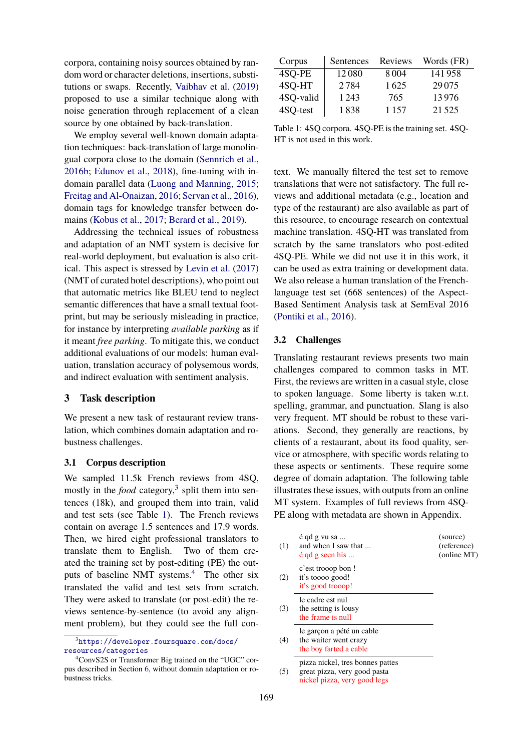corpora, containing noisy sources obtained by random word or character deletions, insertions, substitutions or swaps. Recently, Vaibhav et al. (2019) proposed to use a similar technique along with noise generation through replacement of a clean source by one obtained by back-translation.

We employ several well-known domain adaptation techniques: back-translation of large monolingual corpora close to the domain (Sennrich et al., 2016b; Edunov et al., 2018), fine-tuning with in-domain parallel data (Luong and Manning, 2015; Freitag and Al-Onaizan, 2016; Servan et al., 2016), domain tags for knowledge transfer between domains (Kobus et al., 2017; Berard et al., 2019).

Addressing the technical issues of robustness and adaptation of an NMT system is decisive for real-world deployment, but evaluation is also critical. This aspect is stressed by Levin et al. (2017) (NMT of curated hotel descriptions), who point out that automatic metrics like BLEU tend to neglect semantic differences that have a small textual footprint, but may be seriously misleading in practice, for instance by interpreting *available parking* as if it meant *free parking*. To mitigate this, we conduct additional evaluations of our models: human evaluation, translation accuracy of polysemous words, and indirect evaluation with sentiment analysis.

## 3 Task description

We present a new task of restaurant review translation, which combines domain adaptation and robustness challenges.

### 3.1 Corpus description

We sampled 11.5k French reviews from 4SQ, mostly in the *food* category,[3] split them into sentences (18k), and grouped them into train, valid and test sets (see Table 1). The French reviews contain on average 1.5 sentences and 17.9 words. Then, we hired eight professional translators to translate them to English. Two of them created the training set by post-editing (PE) the outputs of baseline NMT systems.[4] The other six translated the valid and test sets from scratch. They were asked to translate (or post-edit) the reviews sentence-by-sentence (to avoid any alignment problem), but they could see the full context. We manually filtered the test set to remove translations that were not satisfactory. The full reviews and additional metadata (e.g., location and type of the restaurant) are also available as part of this resource, to encourage research on contextual machine translation. 4SQ-HT was translated from scratch by the same translators who post-edited 4SQ-PE. While we did not use it in this work, it can be used as extra training or development data. We also release a human translation of the French-language test set (668 sentences) of the Aspect-Based Sentiment Analysis task at SemEval 2016 (Pontiki et al., 2016).

| Corpus | Sentences | Reviews | Words (FR) |
|---|---|---|---|
| 4SQ-PE | 12 080 | 8 004 | 141 958 |
| 4SQ-HT | 2 784 | 1 625 | 29 075 |
| 4SQ-valid | 1 243 | 765 | 13 976 |
| 4SQ-test | 1 838 | 1 157 | 21 525 |

Table 1: 4SQ corpora. 4SQ-PE is the training set. 4SQ-HT is not used in this work.

### 3.2 Challenges

Translating restaurant reviews presents two main challenges compared to common tasks in MT. First, the reviews are written in a casual style, close to spoken language. Some liberty is taken w.r.t. spelling, grammar, and punctuation. Slang is also very frequent. MT should be robust to these variations. Second, they generally are reactions, by clients of a restaurant, about its food quality, service or atmosphere, with specific words relating to these aspects or sentiments. These require some degree of domain adaptation. The following table illustrates these issues, with outputs from an online MT system. Examples of full reviews from 4SQ-PE along with metadata are shown in Appendix.

| | | |
|---|---|---|
| (1) | é qd g vu sa ...<br>and when I saw that ...<br>é qd g seen his ... | (source)<br>(reference)<br>(online MT) |
| (2) | c'est trooop bon !<br>it's toooo good!<br>it's good trooop! | |
| (3) | le cadre est nul<br>the setting is lousy<br>the frame is null | |
| (4) | le garçon a pété un cable<br>the waiter went crazy<br>the boy farted a cable | |
| (5) | pizza nickel, tres bonnes pattes<br>great pizza, very good pasta<br>nickel pizza, very good legs | |

[3] https://developer.foursquare.com/docs/resources/categories

[4] ConvS2S or Transformer Big trained on the "UGC" corpus described in Section 6, without domain adaptation or robustness tricks.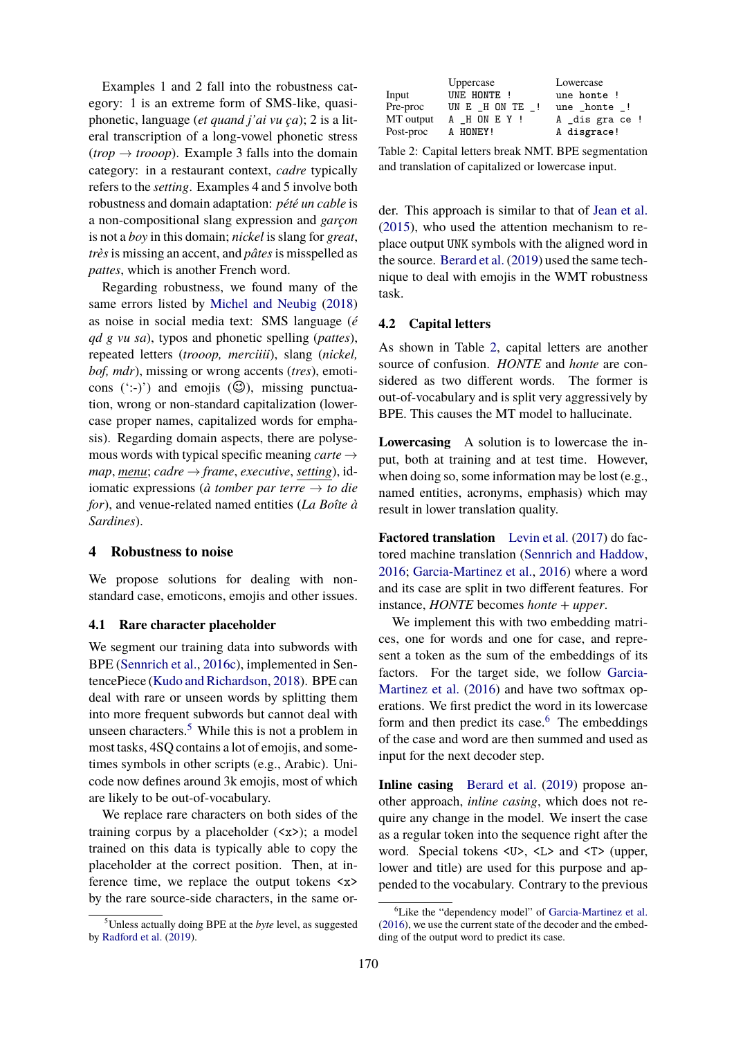Examples 1 and 2 fall into the robustness category: 1 is an extreme form of SMS-like, quasi-phonetic, language (*et quand j'ai vu ça*); 2 is a literal transcription of a long-vowel phonetic stress (*trop* → *trooop*). Example 3 falls into the domain category: in a restaurant context, *cadre* typically refers to the *setting*. Examples 4 and 5 involve both robustness and domain adaptation: *pété un cable* is a non-compositional slang expression and *garçon* is not a *boy* in this domain; *nickel* is slang for *great*, *très* is missing an accent, and *pâtes* is misspelled as *pattes*, which is another French word.

Regarding robustness, we found many of the same errors listed by Michel and Neubig (2018) as noise in social media text: SMS language (*é qd g vu sa*), typos and phonetic spelling (*pattes*), repeated letters (*trooop, merciiii*), slang (*nickel, bof, mdr*), missing or wrong accents (*tres*), emoticons (':-)') and emojis (☺), missing punctuation, wrong or non-standard capitalization (lowercase proper names, capitalized words for emphasis). Regarding domain aspects, there are polysemous words with typical specific meaning *carte* → *map*, menu; *cadre* → *frame*, *executive*, setting), idiomatic expressions (*à tomber par terre* → *to die for*), and venue-related named entities (*La Boîte à Sardines*).

## 4 Robustness to noise

We propose solutions for dealing with non-standard case, emoticons, emojis and other issues.

### 4.1 Rare character placeholder

We segment our training data into subwords with BPE (Sennrich et al., 2016c), implemented in SentencePiece (Kudo and Richardson, 2018). BPE can deal with rare or unseen words by splitting them into more frequent subwords but cannot deal with unseen characters.[5] While this is not a problem in most tasks, 4SQ contains a lot of emojis, and sometimes symbols in other scripts (e.g., Arabic). Unicode now defines around 3k emojis, most of which are likely to be out-of-vocabulary.

We replace rare characters on both sides of the training corpus by a placeholder (`<x>`); a model trained on this data is typically able to copy the placeholder at the correct position. Then, at inference time, we replace the output tokens `<x>` by the rare source-side characters, in the same order. This approach is similar to that of Jean et al. (2015), who used the attention mechanism to replace output UNK symbols with the aligned word in the source. Berard et al. (2019) used the same technique to deal with emojis in the WMT robustness task.

[5] Unless actually doing BPE at the *byte* level, as suggested by Radford et al. (2019).

|  | Uppercase | Lowercase |
|---|---|---|
| Input | `UNE HONTE !` | `une honte !` |
| Pre-proc | `UN E _H ON TE _!` | `une _honte _!` |
| MT output | `A _H ON E Y !` | `A _dis gra ce !` |
| Post-proc | `A HONEY!` | `A disgrace!` |

Table 2: Capital letters break NMT. BPE segmentation and translation of capitalized or lowercase input.

### 4.2 Capital letters

As shown in Table 2, capital letters are another source of confusion. *HONTE* and *honte* are considered as two different words. The former is out-of-vocabulary and is split very aggressively by BPE. This causes the MT model to hallucinate.

**Lowercasing** A solution is to lowercase the input, both at training and at test time. However, when doing so, some information may be lost (e.g., named entities, acronyms, emphasis) which may result in lower translation quality.

**Factored translation** Levin et al. (2017) do factored machine translation (Sennrich and Haddow, 2016; Garcia-Martinez et al., 2016) where a word and its case are split in two different features. For instance, *HONTE* becomes *honte* + *upper*.

We implement this with two embedding matrices, one for words and one for case, and represent a token as the sum of the embeddings of its factors. For the target side, we follow Garcia-Martinez et al. (2016) and have two softmax operations. We first predict the word in its lowercase form and then predict its case.[6] The embeddings of the case and word are then summed and used as input for the next decoder step.

**Inline casing** Berard et al. (2019) propose another approach, *inline casing*, which does not require any change in the model. We insert the case as a regular token into the sequence right after the word. Special tokens `<U>`, `<L>` and `<T>` (upper, lower and title) are used for this purpose and appended to the vocabulary. Contrary to the previous

[6] Like the "dependency model" of Garcia-Martinez et al. (2016), we use the current state of the decoder and the embedding of the output word to predict its case.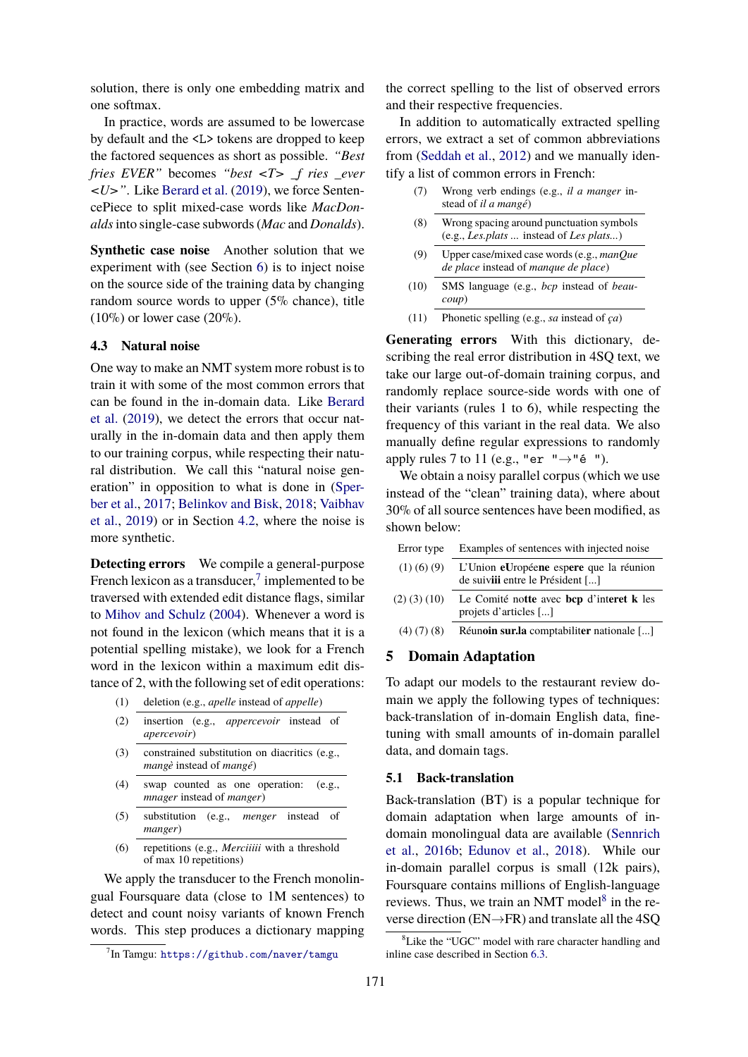solution, there is only one embedding matrix and one softmax.

In practice, words are assumed to be lowercase by default and the <L> tokens are dropped to keep the factored sequences as short as possible. *"Best fries EVER"* becomes *"best <T> _f ries _ever <U>"*. Like Berard et al. (2019), we force SentencePiece to split mixed-case words like *MacDonalds* into single-case subwords (*Mac* and *Donalds*).

**Synthetic case noise** Another solution that we experiment with (see Section 6) is to inject noise on the source side of the training data by changing random source words to upper (5% chance), title (10%) or lower case (20%).

### 4.3 Natural noise

One way to make an NMT system more robust is to train it with some of the most common errors that can be found in the in-domain data. Like Berard et al. (2019), we detect the errors that occur naturally in the in-domain data and then apply them to our training corpus, while respecting their natural distribution. We call this "natural noise generation" in opposition to what is done in (Sperber et al., 2017; Belinkov and Bisk, 2018; Vaibhav et al., 2019) or in Section 4.2, where the noise is more synthetic.

**Detecting errors** We compile a general-purpose French lexicon as a transducer,[7] implemented to be traversed with extended edit distance flags, similar to Mihov and Schulz (2004). Whenever a word is not found in the lexicon (which means that it is a potential spelling mistake), we look for a French word in the lexicon within a maximum edit distance of 2, with the following set of edit operations:

| | |
|---|---|
| (1) | deletion (e.g., *apelle* instead of *appelle*) |
| (2) | insertion (e.g., *appercevoir* instead of *apercevoir*) |
| (3) | constrained substitution on diacritics (e.g., *mangè* instead of *mangé*) |
| (4) | swap counted as one operation: (e.g., *mnager* instead of *manger*) |
| (5) | substitution (e.g., *menger* instead of *manger*) |
| (6) | repetitions (e.g., *Merciiiii* with a threshold of max 10 repetitions) |

We apply the transducer to the French monolingual Foursquare data (close to 1M sentences) to detect and count noisy variants of known French words. This step produces a dictionary mapping the correct spelling to the list of observed errors and their respective frequencies.

In addition to automatically extracted spelling errors, we extract a set of common abbreviations from (Seddah et al., 2012) and we manually identify a list of common errors in French:

| | |
|---|---|
| (7) | Wrong verb endings (e.g., *il a manger* instead of *il a mangé*) |
| (8) | Wrong spacing around punctuation symbols (e.g., *Les.plats ...* instead of *Les plats...*) |
| (9) | Upper case/mixed case words (e.g., *manQue de place* instead of *manque de place*) |
| (10) | SMS language (e.g., *bcp* instead of *beaucoup*) |
| (11) | Phonetic spelling (e.g., *sa* instead of *ça*) |

**Generating errors** With this dictionary, describing the real error distribution in 4SQ text, we take our large out-of-domain training corpus, and randomly replace source-side words with one of their variants (rules 1 to 6), while respecting the frequency of this variant in the real data. We also manually define regular expressions to randomly apply rules 7 to 11 (e.g., `"er "`→`"é "`).

We obtain a noisy parallel corpus (which we use instead of the "clean" training data), where about 30% of all source sentences have been modified, as shown below:

| Error type | Examples of sentences with injected noise |
|---|---|
| (1) (6) (9) | L'Union **eU**ropé**e**ne esp**ere** que la réunion de suivi**ii** entre le Président [...] |
| (2) (3) (10) | Le Comité no**tt**e avec **bcp** d'int**eret** **k** les projets d'articles [...] |
| (4) (7) (8) | Réun**oin** **sur.la** comptabilit**er** nationale [...] |

## 5 Domain Adaptation

To adapt our models to the restaurant review domain we apply the following types of techniques: back-translation of in-domain English data, fine-tuning with small amounts of in-domain parallel data, and domain tags.

### 5.1 Back-translation

Back-translation (BT) is a popular technique for domain adaptation when large amounts of in-domain monolingual data are available (Sennrich et al., 2016b; Edunov et al., 2018). While our in-domain parallel corpus is small (12k pairs), Foursquare contains millions of English-language reviews. Thus, we train an NMT model[8] in the reverse direction (EN→FR) and translate all the 4SQ

[7] In Tamgu: https://github.com/naver/tamgu

[8] Like the "UGC" model with rare character handling and inline case described in Section 6.3.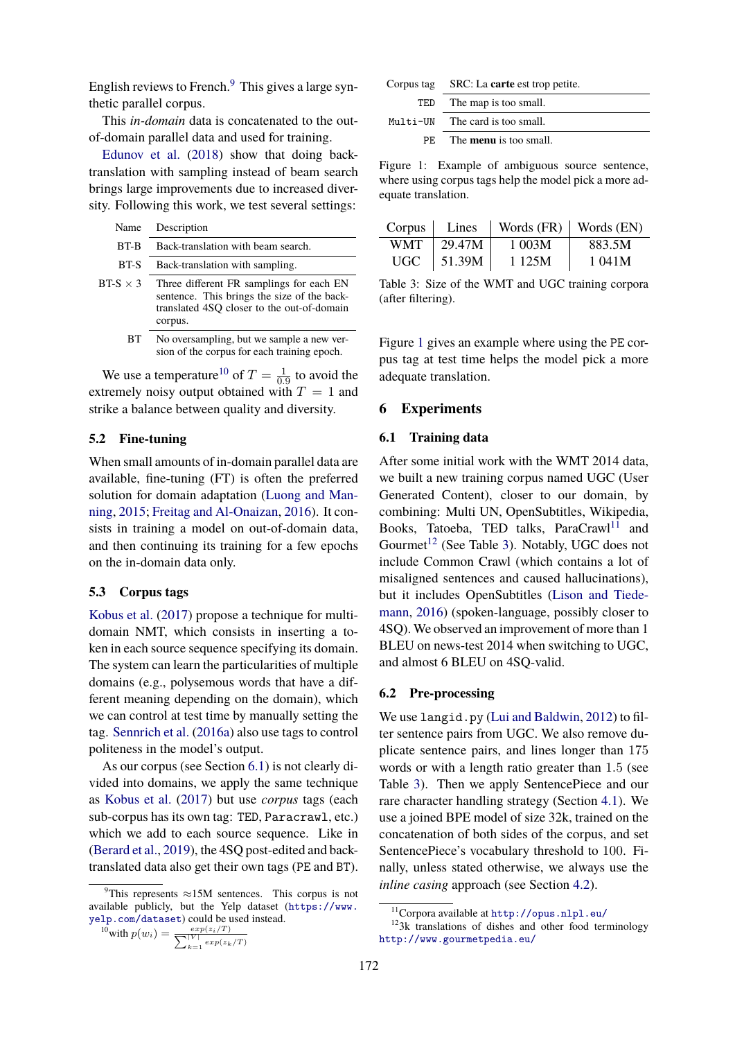English reviews to French.[9] This gives a large synthetic parallel corpus.

This *in-domain* data is concatenated to the out-of-domain parallel data and used for training.

Edunov et al. (2018) show that doing back-translation with sampling instead of beam search brings large improvements due to increased diversity. Following this work, we test several settings:

| Name | Description |
|---|---|
| BT-B | Back-translation with beam search. |
| BT-S | Back-translation with sampling. |
| BT-S × 3 | Three different FR samplings for each EN sentence. This brings the size of the back-translated 4SQ closer to the out-of-domain corpus. |
| BT | No oversampling, but we sample a new version of the corpus for each training epoch. |

We use a temperature[10] of $T = \frac{1}{0.9}$ to avoid the extremely noisy output obtained with $T = 1$ and strike a balance between quality and diversity.

### 5.2 Fine-tuning

When small amounts of in-domain parallel data are available, fine-tuning (FT) is often the preferred solution for domain adaptation (Luong and Manning, 2015; Freitag and Al-Onaizan, 2016). It consists in training a model on out-of-domain data, and then continuing its training for a few epochs on the in-domain data only.

### 5.3 Corpus tags

Kobus et al. (2017) propose a technique for multi-domain NMT, which consists in inserting a token in each source sequence specifying its domain. The system can learn the particularities of multiple domains (e.g., polysemous words that have a different meaning depending on the domain), which we can control at test time by manually setting the tag. Sennrich et al. (2016a) also use tags to control politeness in the model's output.

As our corpus (see Section 6.1) is not clearly divided into domains, we apply the same technique as Kobus et al. (2017) but use *corpus* tags (each sub-corpus has its own tag: `TED`, `Paracrawl`, etc.) which we add to each source sequence. Like in (Berard et al., 2019), the 4SQ post-edited and back-translated data also get their own tags (`PE` and `BT`).

| Corpus tag | SRC: La **carte** est trop petite. |
|---|---|
| `TED` | The map is too small. |
| `Multi-UN` | The card is too small. |
| `PE` | The **menu** is too small. |

Figure 1: Example of ambiguous source sentence, where using corpus tags help the model pick a more adequate translation.

| Corpus | Lines | Words (FR) | Words (EN) |
|---|---|---|---|
| WMT | 29.47M | 1 003M | 883.5M |
| UGC | 51.39M | 1 125M | 1 041M |

Table 3: Size of the WMT and UGC training corpora (after filtering).

Figure 1 gives an example where using the `PE` corpus tag at test time helps the model pick a more adequate translation.

## 6 Experiments

### 6.1 Training data

After some initial work with the WMT 2014 data, we built a new training corpus named UGC (User Generated Content), closer to our domain, by combining: Multi UN, OpenSubtitles, Wikipedia, Books, Tatoeba, TED talks, ParaCrawl[11] and Gourmet[12] (See Table 3). Notably, UGC does not include Common Crawl (which contains a lot of misaligned sentences and caused hallucinations), but it includes OpenSubtitles (Lison and Tiedemann, 2016) (spoken-language, possibly closer to 4SQ). We observed an improvement of more than 1 BLEU on news-test 2014 when switching to UGC, and almost 6 BLEU on 4SQ-valid.

### 6.2 Pre-processing

We use `langid.py` (Lui and Baldwin, 2012) to filter sentence pairs from UGC. We also remove duplicate sentence pairs, and lines longer than 175 words or with a length ratio greater than 1.5 (see Table 3). Then we apply SentencePiece and our rare character handling strategy (Section 4.1). We use a joined BPE model of size 32k, trained on the concatenation of both sides of the corpus, and set SentencePiece's vocabulary threshold to 100. Finally, unless stated otherwise, we always use the *inline casing* approach (see Section 4.2).

---

[9] This represents ≈15M sentences. This corpus is not available publicly, but the Yelp dataset (https://www.yelp.com/dataset) could be used instead.

[10] with $p(w_i) = \frac{exp(z_i/T)}{\sum_{k=1}^{|V|} exp(z_k/T)}$

[11] Corpora available at http://opus.nlpl.eu/

[12] 3k translations of dishes and other food terminology http://www.gourmetpedia.eu/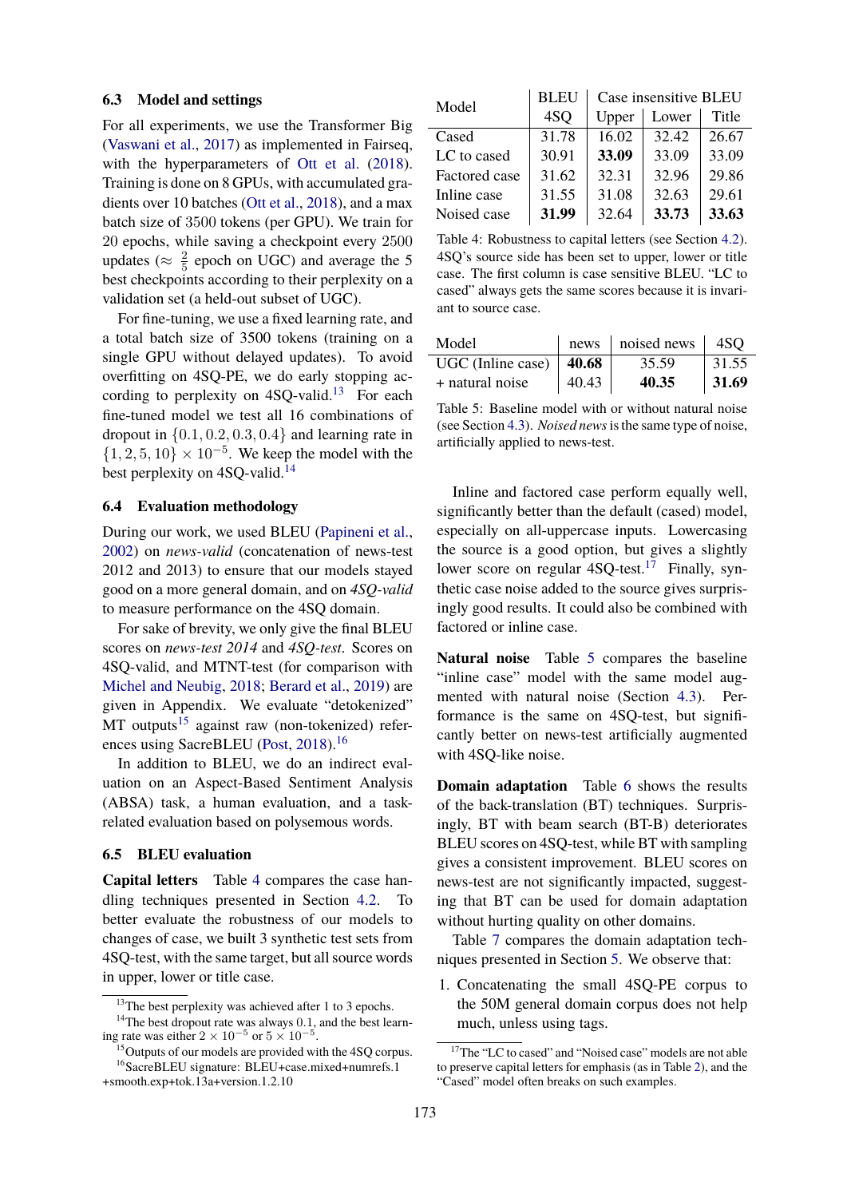### 6.3 Model and settings

For all experiments, we use the Transformer Big (Vaswani et al., 2017) as implemented in Fairseq, with the hyperparameters of Ott et al. (2018). Training is done on 8 GPUs, with accumulated gradients over 10 batches (Ott et al., 2018), and a max batch size of 3500 tokens (per GPU). We train for 20 epochs, while saving a checkpoint every 2500 updates ($\approx \frac{2}{5}$ epoch on UGC) and average the 5 best checkpoints according to their perplexity on a validation set (a held-out subset of UGC).

For fine-tuning, we use a fixed learning rate, and a total batch size of 3500 tokens (training on a single GPU without delayed updates). To avoid overfitting on 4SQ-PE, we do early stopping according to perplexity on 4SQ-valid.[13] For each fine-tuned model we test all 16 combinations of dropout in $\{0.1, 0.2, 0.3, 0.4\}$ and learning rate in $\{1, 2, 5, 10\} \times 10^{-5}$. We keep the model with the best perplexity on 4SQ-valid.[14]

### 6.4 Evaluation methodology

During our work, we used BLEU (Papineni et al., 2002) on *news-valid* (concatenation of news-test 2012 and 2013) to ensure that our models stayed good on a more general domain, and on *4SQ-valid* to measure performance on the 4SQ domain.

For sake of brevity, we only give the final BLEU scores on *news-test 2014* and *4SQ-test*. Scores on 4SQ-valid, and MTNT-test (for comparison with Michel and Neubig, 2018; Berard et al., 2019) are given in Appendix. We evaluate "detokenized" MT outputs[15] against raw (non-tokenized) references using SacreBLEU (Post, 2018).[16]

In addition to BLEU, we do an indirect evaluation on an Aspect-Based Sentiment Analysis (ABSA) task, a human evaluation, and a task-related evaluation based on polysemous words.

### 6.5 BLEU evaluation

**Capital letters** Table 4 compares the case handling techniques presented in Section 4.2. To better evaluate the robustness of our models to changes of case, we built 3 synthetic test sets from 4SQ-test, with the same target, but all source words in upper, lower or title case.

| Model | BLEU 4SQ | Case insensitive BLEU Upper | Lower | Title |
|---|---|---|---|---|
| Cased | 31.78 | 16.02 | 32.42 | 26.67 |
| LC to cased | 30.91 | **33.09** | 33.09 | 33.09 |
| Factored case | 31.62 | 32.31 | 32.96 | 29.86 |
| Inline case | 31.55 | 31.08 | 32.63 | 29.61 |
| Noised case | **31.99** | 32.64 | **33.73** | **33.63** |

Table 4: Robustness to capital letters (see Section 4.2). 4SQ's source side has been set to upper, lower or title case. The first column is case sensitive BLEU. "LC to cased" always gets the same scores because it is invariant to source case.

| Model | news | noised news | 4SQ |
|---|---|---|---|
| UGC (Inline case) | **40.68** | 35.59 | 31.55 |
| + natural noise | 40.43 | **40.35** | **31.69** |

Table 5: Baseline model with or without natural noise (see Section 4.3). *Noised news* is the same type of noise, artificially applied to news-test.

Inline and factored case perform equally well, significantly better than the default (cased) model, especially on all-uppercase inputs. Lowercasing the source is a good option, but gives a slightly lower score on regular 4SQ-test.[17] Finally, synthetic case noise added to the source gives surprisingly good results. It could also be combined with factored or inline case.

**Natural noise** Table 5 compares the baseline "inline case" model with the same model augmented with natural noise (Section 4.3). Performance is the same on 4SQ-test, but significantly better on news-test artificially augmented with 4SQ-like noise.

**Domain adaptation** Table 6 shows the results of the back-translation (BT) techniques. Surprisingly, BT with beam search (BT-B) deteriorates BLEU scores on 4SQ-test, while BT with sampling gives a consistent improvement. BLEU scores on news-test are not significantly impacted, suggesting that BT can be used for domain adaptation without hurting quality on other domains.

Table 7 compares the domain adaptation techniques presented in Section 5. We observe that:

1. Concatenating the small 4SQ-PE corpus to the 50M general domain corpus does not help much, unless using tags.

[13] The best perplexity was achieved after 1 to 3 epochs.

[14] The best dropout rate was always 0.1, and the best learning rate was either $2 \times 10^{-5}$ or $5 \times 10^{-5}$.

[15] Outputs of our models are provided with the 4SQ corpus.

[16] SacreBLEU signature: BLEU+case.mixed+numrefs.1 +smooth.exp+tok.13a+version.1.2.10

[17] The "LC to cased" and "Noised case" models are not able to preserve capital letters for emphasis (as in Table 2), and the "Cased" model often breaks on such examples.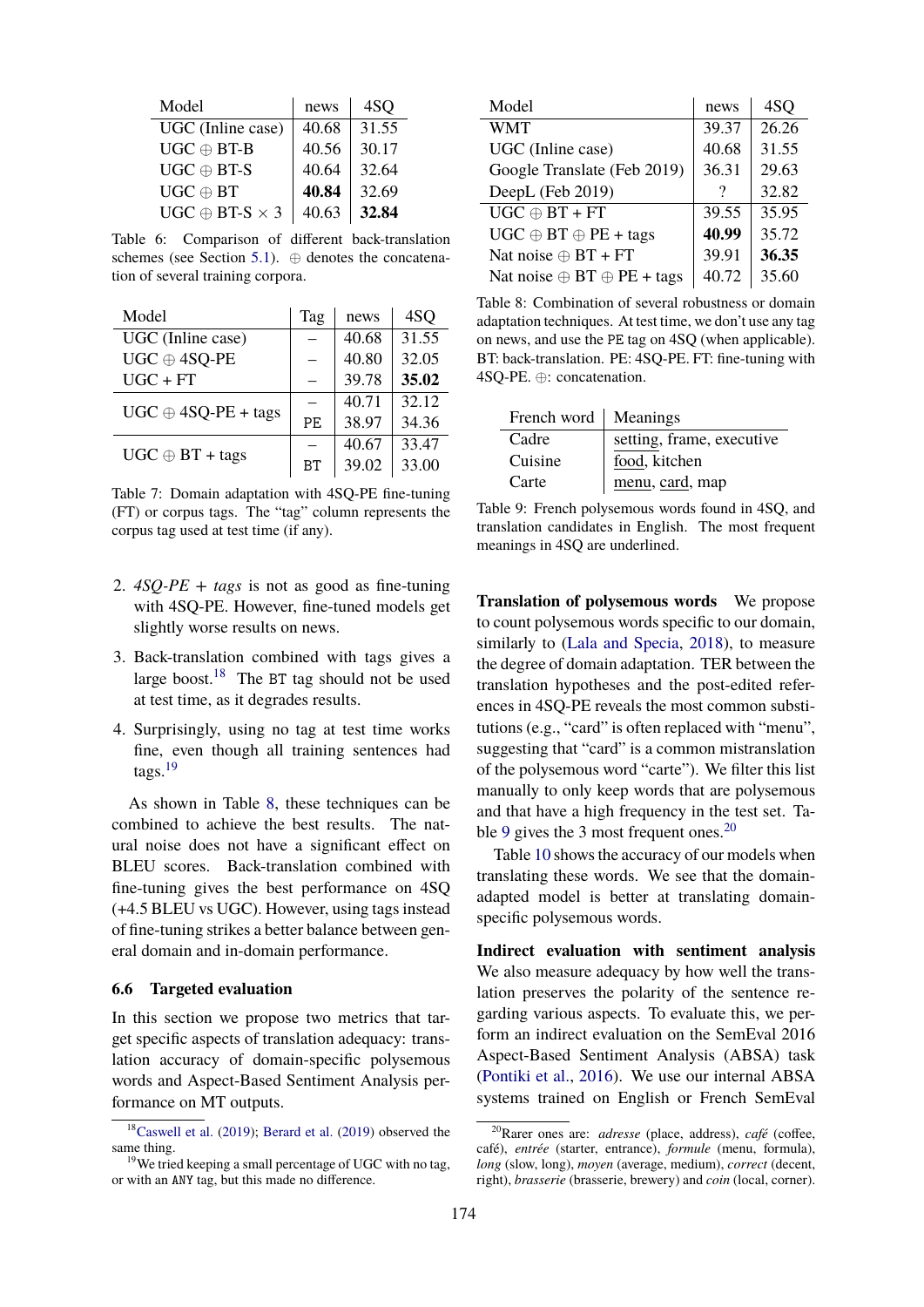| Model | news | 4SQ |
|---|---|---|
| UGC (Inline case) | 40.68 | 31.55 |
| UGC ⊕ BT-B | 40.56 | 30.17 |
| UGC ⊕ BT-S | 40.64 | 32.64 |
| UGC ⊕ BT | **40.84** | 32.69 |
| UGC ⊕ BT-S × 3 | 40.63 | **32.84** |

Table 6: Comparison of different back-translation schemes (see Section 5.1). ⊕ denotes the concatenation of several training corpora.

| Model | Tag | news | 4SQ |
|---|---|---|---|
| UGC (Inline case) | – | 40.68 | 31.55 |
| UGC ⊕ 4SQ-PE | – | 40.80 | 32.05 |
| UGC + FT | – | 39.78 | **35.02** |
| UGC ⊕ 4SQ-PE + tags | – | 40.71 | 32.12 |
| | PE | 38.97 | 34.36 |
| UGC ⊕ BT + tags | – | 40.67 | 33.47 |
| | BT | 39.02 | 33.00 |

Table 7: Domain adaptation with 4SQ-PE fine-tuning (FT) or corpus tags. The "tag" column represents the corpus tag used at test time (if any).

2. *4SQ-PE + tags* is not as good as fine-tuning with 4SQ-PE. However, fine-tuned models get slightly worse results on news.
3. Back-translation combined with tags gives a large boost.[18] The BT tag should not be used at test time, as it degrades results.
4. Surprisingly, using no tag at test time works fine, even though all training sentences had tags.[19]

As shown in Table 8, these techniques can be combined to achieve the best results. The natural noise does not have a significant effect on BLEU scores. Back-translation combined with fine-tuning gives the best performance on 4SQ (+4.5 BLEU vs UGC). However, using tags instead of fine-tuning strikes a better balance between general domain and in-domain performance.

### 6.6 Targeted evaluation

In this section we propose two metrics that target specific aspects of translation adequacy: translation accuracy of domain-specific polysemous words and Aspect-Based Sentiment Analysis performance on MT outputs.

[18] Caswell et al. (2019); Berard et al. (2019) observed the same thing.

[19] We tried keeping a small percentage of UGC with no tag, or with an ANY tag, but this made no difference.

| Model | news | 4SQ |
|---|---|---|
| WMT | 39.37 | 26.26 |
| UGC (Inline case) | 40.68 | 31.55 |
| Google Translate (Feb 2019) | 36.31 | 29.63 |
| DeepL (Feb 2019) | ? | 32.82 |
| UGC ⊕ BT + FT | 39.55 | 35.95 |
| UGC ⊕ BT ⊕ PE + tags | **40.99** | 35.72 |
| Nat noise ⊕ BT + FT | 39.91 | **36.35** |
| Nat noise ⊕ BT ⊕ PE + tags | 40.72 | 35.60 |

Table 8: Combination of several robustness or domain adaptation techniques. At test time, we don't use any tag on news, and use the PE tag on 4SQ (when applicable). BT: back-translation. PE: 4SQ-PE. FT: fine-tuning with 4SQ-PE. ⊕: concatenation.

| French word | Meanings |
|---|---|
| Cadre | <u>setting</u>, frame, executive |
| Cuisine | <u>food</u>, kitchen |
| Carte | <u>menu</u>, <u>card</u>, map |

Table 9: French polysemous words found in 4SQ, and translation candidates in English. The most frequent meanings in 4SQ are underlined.

**Translation of polysemous words** We propose to count polysemous words specific to our domain, similarly to (Lala and Specia, 2018), to measure the degree of domain adaptation. TER between the translation hypotheses and the post-edited references in 4SQ-PE reveals the most common substitutions (e.g., "card" is often replaced with "menu", suggesting that "card" is a common mistranslation of the polysemous word "carte"). We filter this list manually to only keep words that are polysemous and that have a high frequency in the test set. Table 9 gives the 3 most frequent ones.[20]

Table 10 shows the accuracy of our models when translating these words. We see that the domain-adapted model is better at translating domain-specific polysemous words.

**Indirect evaluation with sentiment analysis** We also measure adequacy by how well the translation preserves the polarity of the sentence regarding various aspects. To evaluate this, we perform an indirect evaluation on the SemEval 2016 Aspect-Based Sentiment Analysis (ABSA) task (Pontiki et al., 2016). We use our internal ABSA systems trained on English or French SemEval

[20] Rarer ones are: *adresse* (place, address), *café* (coffee, café), *entrée* (starter, entrance), *formule* (menu, formula), *long* (slow, long), *moyen* (average, medium), *correct* (decent, right), *brasserie* (brasserie, brewery) and *coin* (local, corner).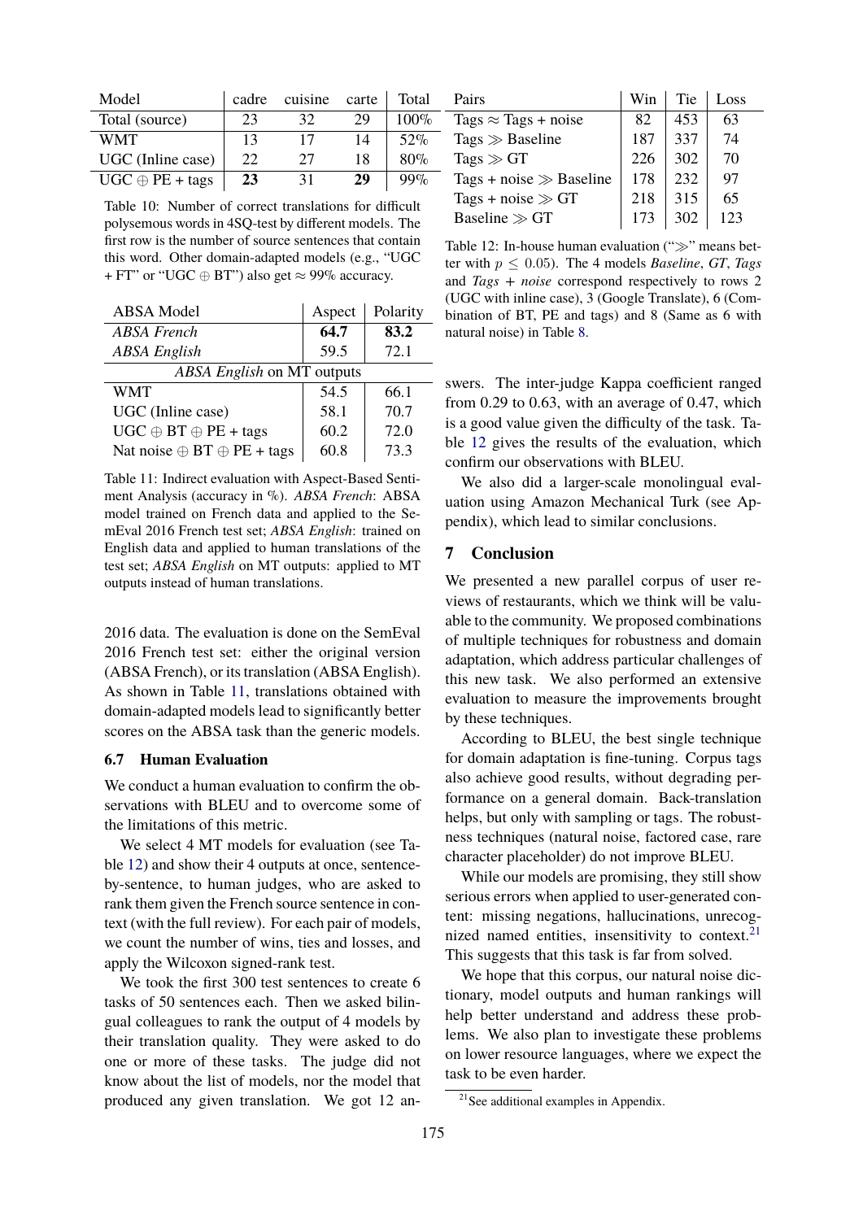| Model | cadre | cuisine | carte | Total |
|---|---|---|---|---|
| Total (source) | 23 | 32 | 29 | 100% |
| WMT | 13 | 17 | 14 | 52% |
| UGC (Inline case) | 22 | 27 | 18 | 80% |
| UGC ⊕ PE + tags | **23** | 31 | **29** | 99% |

Table 10: Number of correct translations for difficult polysemous words in 4SQ-test by different models. The first row is the number of source sentences that contain this word. Other domain-adapted models (e.g., "UGC + FT" or "UGC ⊕ BT") also get ≈ 99% accuracy.

| ABSA Model | Aspect | Polarity |
|---|---|---|
| *ABSA French* | **64.7** | **83.2** |
| *ABSA English* | 59.5 | 72.1 |
| *ABSA English* on MT outputs | | |
| WMT | 54.5 | 66.1 |
| UGC (Inline case) | 58.1 | 70.7 |
| UGC ⊕ BT ⊕ PE + tags | 60.2 | 72.0 |
| Nat noise ⊕ BT ⊕ PE + tags | 60.8 | 73.3 |

Table 11: Indirect evaluation with Aspect-Based Sentiment Analysis (accuracy in %). *ABSA French*: ABSA model trained on French data and applied to the SemEval 2016 French test set; *ABSA English*: trained on English data and applied to human translations of the test set; *ABSA English* on MT outputs: applied to MT outputs instead of human translations.

2016 data. The evaluation is done on the SemEval 2016 French test set: either the original version (ABSA French), or its translation (ABSA English). As shown in Table 11, translations obtained with domain-adapted models lead to significantly better scores on the ABSA task than the generic models.

### 6.7 Human Evaluation

We conduct a human evaluation to confirm the observations with BLEU and to overcome some of the limitations of this metric.

We select 4 MT models for evaluation (see Table 12) and show their 4 outputs at once, sentence-by-sentence, to human judges, who are asked to rank them given the French source sentence in context (with the full review). For each pair of models, we count the number of wins, ties and losses, and apply the Wilcoxon signed-rank test.

We took the first 300 test sentences to create 6 tasks of 50 sentences each. Then we asked bilingual colleagues to rank the output of 4 models by their translation quality. They were asked to do one or more of these tasks. The judge did not know about the list of models, nor the model that produced any given translation. We got 12 answers. The inter-judge Kappa coefficient ranged from 0.29 to 0.63, with an average of 0.47, which is a good value given the difficulty of the task. Table 12 gives the results of the evaluation, which confirm our observations with BLEU.

| Pairs | Win | Tie | Loss |
|---|---|---|---|
| Tags ≈ Tags + noise | 82 | 453 | 63 |
| Tags ≫ Baseline | 187 | 337 | 74 |
| Tags ≫ GT | 226 | 302 | 70 |
| Tags + noise ≫ Baseline | 178 | 232 | 97 |
| Tags + noise ≫ GT | 218 | 315 | 65 |
| Baseline ≫ GT | 173 | 302 | 123 |

Table 12: In-house human evaluation ("≫" means better with $p \leq 0.05$). The 4 models *Baseline*, *GT*, *Tags* and *Tags + noise* correspond respectively to rows 2 (UGC with inline case), 3 (Google Translate), 6 (Combination of BT, PE and tags) and 8 (Same as 6 with natural noise) in Table 8.

We also did a larger-scale monolingual evaluation using Amazon Mechanical Turk (see Appendix), which lead to similar conclusions.

## 7 Conclusion

We presented a new parallel corpus of user reviews of restaurants, which we think will be valuable to the community. We proposed combinations of multiple techniques for robustness and domain adaptation, which address particular challenges of this new task. We also performed an extensive evaluation to measure the improvements brought by these techniques.

According to BLEU, the best single technique for domain adaptation is fine-tuning. Corpus tags also achieve good results, without degrading performance on a general domain. Back-translation helps, but only with sampling or tags. The robustness techniques (natural noise, factored case, rare character placeholder) do not improve BLEU.

While our models are promising, they still show serious errors when applied to user-generated content: missing negations, hallucinations, unrecognized named entities, insensitivity to context.[21] This suggests that this task is far from solved.

We hope that this corpus, our natural noise dictionary, model outputs and human rankings will help better understand and address these problems. We also plan to investigate these problems on lower resource languages, where we expect the task to be even harder.

[21] See additional examples in Appendix.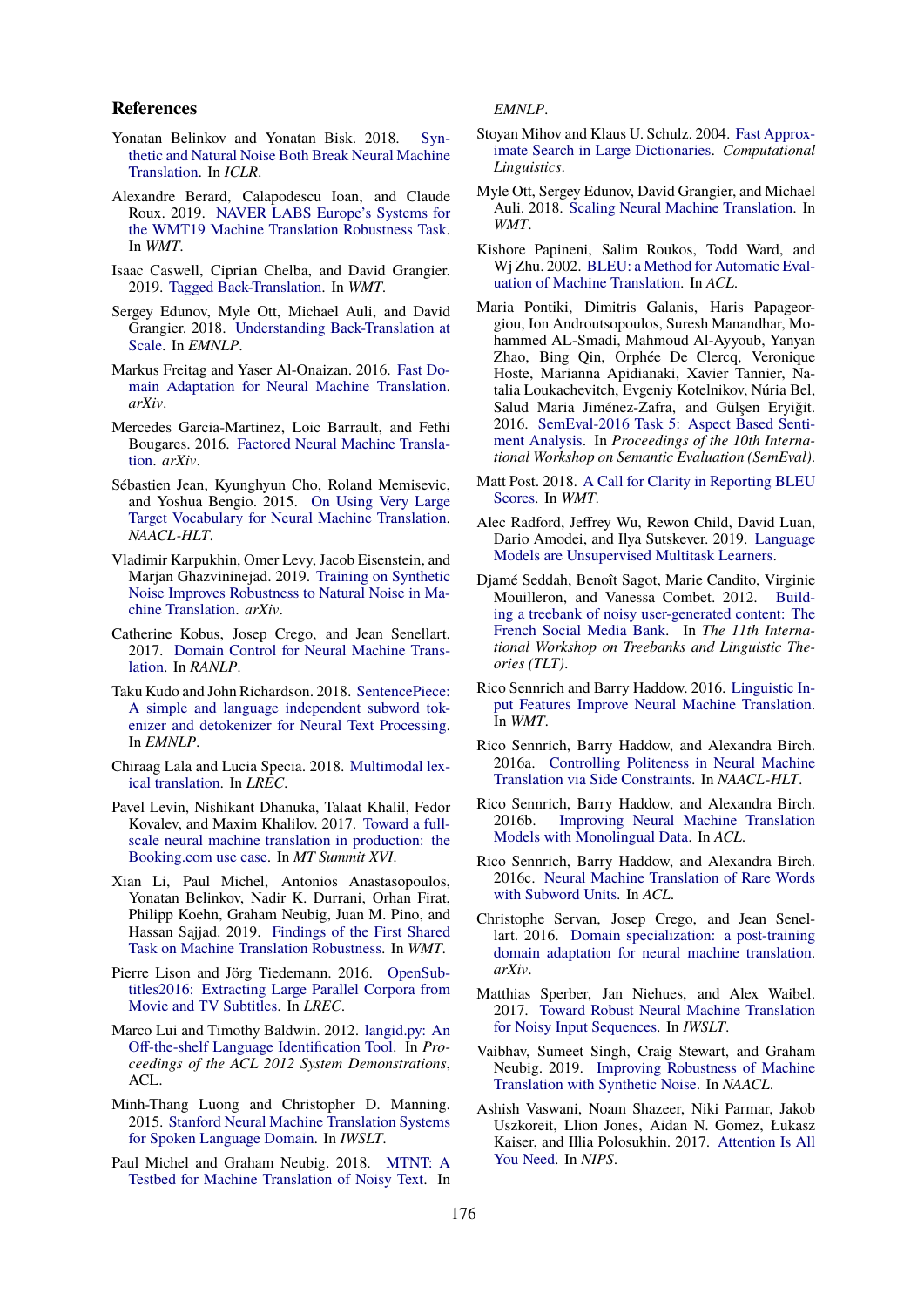## References

Yonatan Belinkov and Yonatan Bisk. 2018. Synthetic and Natural Noise Both Break Neural Machine Translation. In *ICLR*.

Alexandre Berard, Calapodescu Ioan, and Claude Roux. 2019. NAVER LABS Europe's Systems for the WMT19 Machine Translation Robustness Task. In *WMT*.

Isaac Caswell, Ciprian Chelba, and David Grangier. 2019. Tagged Back-Translation. In *WMT*.

Sergey Edunov, Myle Ott, Michael Auli, and David Grangier. 2018. Understanding Back-Translation at Scale. In *EMNLP*.

Markus Freitag and Yaser Al-Onaizan. 2016. Fast Domain Adaptation for Neural Machine Translation. *arXiv*.

Mercedes Garcia-Martinez, Loic Barrault, and Fethi Bougares. 2016. Factored Neural Machine Translation. *arXiv*.

Sébastien Jean, Kyunghyun Cho, Roland Memisevic, and Yoshua Bengio. 2015. On Using Very Large Target Vocabulary for Neural Machine Translation. *NAACL-HLT*.

Vladimir Karpukhin, Omer Levy, Jacob Eisenstein, and Marjan Ghazvininejad. 2019. Training on Synthetic Noise Improves Robustness to Natural Noise in Machine Translation. *arXiv*.

Catherine Kobus, Josep Crego, and Jean Senellart. 2017. Domain Control for Neural Machine Translation. In *RANLP*.

Taku Kudo and John Richardson. 2018. SentencePiece: A simple and language independent subword tokenizer and detokenizer for Neural Text Processing. In *EMNLP*.

Chiraag Lala and Lucia Specia. 2018. Multimodal lexical translation. In *LREC*.

Pavel Levin, Nishikant Dhanuka, Talaat Khalil, Fedor Kovalev, and Maxim Khalilov. 2017. Toward a full-scale neural machine translation in production: the Booking.com use case. In *MT Summit XVI*.

Xian Li, Paul Michel, Antonios Anastasopoulos, Yonatan Belinkov, Nadir K. Durrani, Orhan Firat, Philipp Koehn, Graham Neubig, Juan M. Pino, and Hassan Sajjad. 2019. Findings of the First Shared Task on Machine Translation Robustness. In *WMT*.

Pierre Lison and Jörg Tiedemann. 2016. OpenSubtitles2016: Extracting Large Parallel Corpora from Movie and TV Subtitles. In *LREC*.

Marco Lui and Timothy Baldwin. 2012. langid.py: An Off-the-shelf Language Identification Tool. In *Proceedings of the ACL 2012 System Demonstrations*, ACL.

Minh-Thang Luong and Christopher D. Manning. 2015. Stanford Neural Machine Translation Systems for Spoken Language Domain. In *IWSLT*.

Paul Michel and Graham Neubig. 2018. MTNT: A Testbed for Machine Translation of Noisy Text. In *EMNLP*.

Stoyan Mihov and Klaus U. Schulz. 2004. Fast Approximate Search in Large Dictionaries. *Computational Linguistics*.

Myle Ott, Sergey Edunov, David Grangier, and Michael Auli. 2018. Scaling Neural Machine Translation. In *WMT*.

Kishore Papineni, Salim Roukos, Todd Ward, and Wj Zhu. 2002. BLEU: a Method for Automatic Evaluation of Machine Translation. In *ACL*.

Maria Pontiki, Dimitris Galanis, Haris Papageorgiou, Ion Androutsopoulos, Suresh Manandhar, Mohammed AL-Smadi, Mahmoud Al-Ayyoub, Yanyan Zhao, Bing Qin, Orphée De Clercq, Veronique Hoste, Marianna Apidianaki, Xavier Tannier, Natalia Loukachevitch, Evgeniy Kotelnikov, Núria Bel, Salud María Jiménez-Zafra, and Gülşen Eryiğit. 2016. SemEval-2016 Task 5: Aspect Based Sentiment Analysis. In *Proceedings of the 10th International Workshop on Semantic Evaluation (SemEval)*.

Matt Post. 2018. A Call for Clarity in Reporting BLEU Scores. In *WMT*.

Alec Radford, Jeffrey Wu, Rewon Child, David Luan, Dario Amodei, and Ilya Sutskever. 2019. Language Models are Unsupervised Multitask Learners.

Djamé Seddah, Benoît Sagot, Marie Candito, Virginie Mouilleron, and Vanessa Combet. 2012. Building a treebank of noisy user-generated content: The French Social Media Bank. In *The 11th International Workshop on Treebanks and Linguistic Theories (TLT)*.

Rico Sennrich and Barry Haddow. 2016. Linguistic Input Features Improve Neural Machine Translation. In *WMT*.

Rico Sennrich, Barry Haddow, and Alexandra Birch. 2016a. Controlling Politeness in Neural Machine Translation via Side Constraints. In *NAACL-HLT*.

Rico Sennrich, Barry Haddow, and Alexandra Birch. 2016b. Improving Neural Machine Translation Models with Monolingual Data. In *ACL*.

Rico Sennrich, Barry Haddow, and Alexandra Birch. 2016c. Neural Machine Translation of Rare Words with Subword Units. In *ACL*.

Christophe Servan, Josep Crego, and Jean Senellart. 2016. Domain specialization: a post-training domain adaptation for neural machine translation. *arXiv*.

Matthias Sperber, Jan Niehues, and Alex Waibel. 2017. Toward Robust Neural Machine Translation for Noisy Input Sequences. In *IWSLT*.

Vaibhav, Sumeet Singh, Craig Stewart, and Graham Neubig. 2019. Improving Robustness of Machine Translation with Synthetic Noise. In *NAACL*.

Ashish Vaswani, Noam Shazeer, Niki Parmar, Jakob Uszkoreit, Llion Jones, Aidan N. Gomez, Łukasz Kaiser, and Illia Polosukhin. 2017. Attention Is All You Need. In *NIPS*.